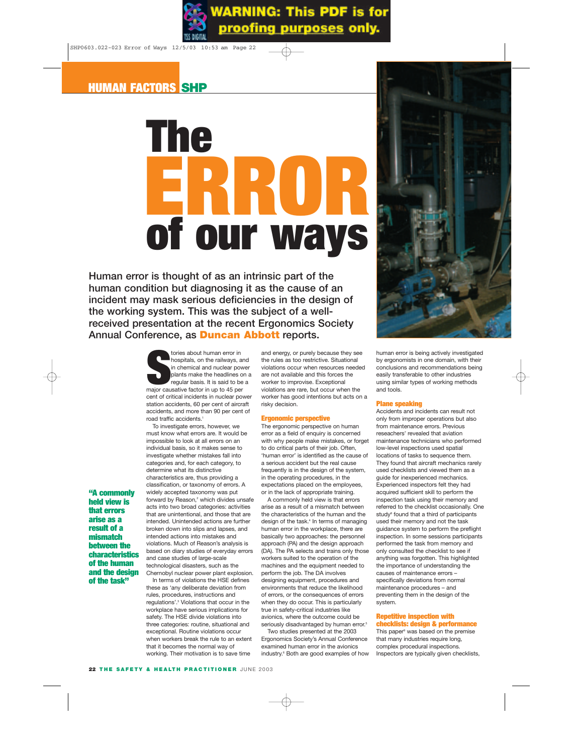# The ERROR of our ways

**Human error is thought of as an intrinsic part of the human condition but diagnosing it as the cause of an incident may mask serious deficiencies in the design of the working system. This was the subject of a well-received presentation at the recent Ergonomics Society Annual Conference, as Duncan Abbott reports.**

Stories about human error in hospitals, on the railways, and in chemical and nuclear power plants make the headlines on a regular basis. It is said to be a major causative factor in up to 45 per cent of critical incidents in nuclear power station accidents, 60 per cent of aircraft accidents, and more than 90 per cent of road traffic accidents.[1]

To investigate errors, however, we must know what errors are. It would be impossible to look at all errors on an individual basis, so it makes sense to investigate whether mistakes fall into categories and, for each category, to determine what its distinctive characteristics are, thus providing a classification, or taxonomy of errors. A widely accepted taxonomy was put forward by Reason,[2] which divides unsafe acts into two broad categories: activities that are unintentional, and those that are intended. Unintended actions are further broken down into slips and lapses, and intended actions into mistakes and violations. Much of Reason's analysis is based on diary studies of everyday errors and case studies of large-scale technological disasters, such as the Chernobyl nuclear power plant explosion.

In terms of violations the HSE defines these as 'any deliberate deviation from rules, procedures, instructions and regulations'.[3] Violations that occur in the workplace have serious implications for safety. The HSE divide violations into three categories: routine, situational and exceptional. Routine violations occur when workers break the rule to an extent that it becomes the normal way of working. Their motivation is to save time and energy, or purely because they see the rules as too restrictive. Situational violations occur when resources needed are not available and this forces the worker to improvise. Exceptional violations are rare, but occur when the worker has good intentions but acts on a risky decision.

> **"A commonly held view is that errors arise as a result of a mismatch between the characteristics of the human and the design of the task"**

## Ergonomic perspective

The ergonomic perspective on human error as a field of enquiry is concerned with why people make mistakes, or forget to do critical parts of their job. Often, 'human error' is identified as the cause of a serious accident but the real cause frequently is in the design of the system, in the operating procedures, in the expectations placed on the employees, or in the lack of appropriate training.

A commonly held view is that errors arise as a result of a mismatch between the characteristics of the human and the design of the task.[4] In terms of managing human error in the workplace, there are basically two approaches: the personnel approach (PA) and the design approach (DA). The PA selects and trains only those workers suited to the operation of the machines and the equipment needed to perform the job. The DA involves designing equipment, procedures and environments that reduce the likelihood of errors, or the consequences of errors when they do occur. This is particularly true in safety-critical industries like avionics, where the outcome could be seriously disadvantaged by human error.[5]

Two studies presented at the 2003 Ergonomics Society's Annual Conference examined human error in the avionics industry.[6] Both are good examples of how human error is being actively investigated by ergonomists in one domain, with their conclusions and recommendations being easily transferable to other industries using similar types of working methods and tools.

## Plane speaking

Accidents and incidents can result not only from improper operations but also from maintenance errors. Previous researchers[7] revealed that aviation maintenance technicians who performed low-level inspections used spatial locations of tasks to sequence them. They found that aircraft mechanics rarely used checklists and viewed them as a guide for inexperienced mechanics. Experienced inspectors felt they had acquired sufficient skill to perform the inspection task using their memory and referred to the checklist occasionally. One study[8] found that a third of participants used their memory and not the task guidance system to perform the preflight inspection. In some sessions participants performed the task from memory and only consulted the checklist to see if anything was forgotten. This highlighted the importance of understanding the causes of maintenance errors – specifically deviations from normal maintenance procedures – and preventing them in the design of the system.

## Repetitive inspection with checklists: design & performance

This paper[9] was based on the premise that many industries require long, complex procedural inspections. Inspectors are typically given checklists,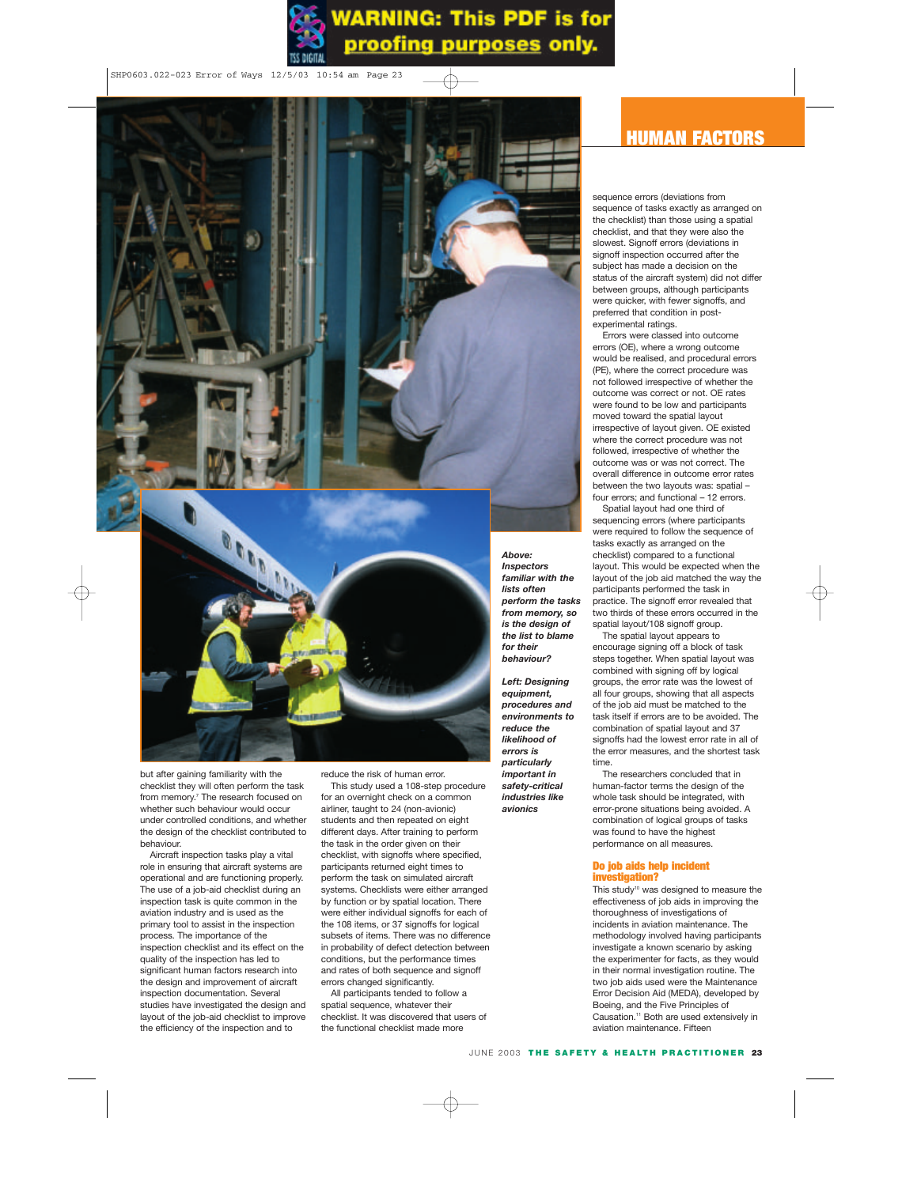but after gaining familiarity with the checklist they will often perform the task from memory.[7] The research focused on whether such behaviour would occur under controlled conditions, and whether the design of the checklist contributed to behaviour.

Aircraft inspection tasks play a vital role in ensuring that aircraft systems are operational and are functioning properly. The use of a job-aid checklist during an inspection task is quite common in the aviation industry and is used as the primary tool to assist in the inspection process. The importance of the inspection checklist and its effect on the quality of the inspection has led to significant human factors research into the design and improvement of aircraft inspection documentation. Several studies have investigated the design and layout of the job-aid checklist to improve the efficiency of the inspection and to reduce the risk of human error.

This study used a 108-step procedure for an overnight check on a common airliner, taught to 24 (non-avionic) students and then repeated on eight different days. After training to perform the task in the order given on their checklist, with signoffs where specified, participants returned eight times to perform the task on simulated aircraft systems. Checklists were either arranged by function or by spatial location. There were either individual signoffs for each of the 108 items, or 37 signoffs for logical subsets of items. There was no difference in probability of defect detection between conditions, but the performance times and rates of both sequence and signoff errors changed significantly.

All participants tended to follow a spatial sequence, whatever their checklist. It was discovered that users of the functional checklist made more sequence errors (deviations from sequence of tasks exactly as arranged on the checklist) than those using a spatial checklist, and that they were also the slowest. Signoff errors (deviations in signoff inspection occurred after the subject has made a decision on the status of the aircraft system) did not differ between groups, although spatial participants were quicker, with fewer signoffs, and preferred that condition in post-experimental ratings.

Errors were classed into outcome errors (OE), where a wrong outcome would be realised, and procedural errors (PE), where the correct procedure was not followed irrespective of whether the outcome was correct or not. OE rates were found to be low and participants moved toward the spatial layout irrespective of layout given. OE existed where the correct procedure was not followed, irrespective of whether the outcome was or was not correct. The overall difference in outcome error rates between the two layouts was: spatial – four errors; and functional – 12 errors.

Spatial layout had one third of sequencing errors (where participants were required to follow the sequence of tasks exactly as arranged on the checklist) compared to a functional layout. This would be expected when the layout of the job aid matched the way the participants performed the task in practice. The signoff error revealed that two thirds of these errors occurred in the spatial layout/108 signoff group.

The spatial layout appears to encourage signing off a block of task steps together. When spatial layout was combined with signing off by logical groups, the error rate was the lowest of all four groups, showing that all aspects of the job aid must be matched to the task itself if errors are to be avoided. The combination of spatial layout and 37 signoffs had the lowest error rate in all of the error measures, and the shortest task time.

The researchers concluded that in human-factor terms the design of the whole task should be integrated, with error-prone situations being avoided. A combination of logical groups of tasks was found to have the highest performance on all measures.

*Above: Inspectors familiar with the lists often perform the tasks from memory, so is the design of the list to blame for their behaviour?*

*Left: Designing equipment, procedures and environments to reduce the likelihood of errors is particularly important in safety-critical industries like avionics*

## Do job aids help incident investigation?

This study[10] was designed to measure the effectiveness of job aids in improving the thoroughness of investigations of incidents in aviation maintenance. The methodology involved having participants investigate a known scenario by asking the experimenter for facts, as they would in their normal investigation routine. The two job aids used were the Maintenance Error Decision Aid (MEDA), developed by Boeing, and the Five Principles of Causation.[11] Both are used extensively in aviation maintenance. Fifteen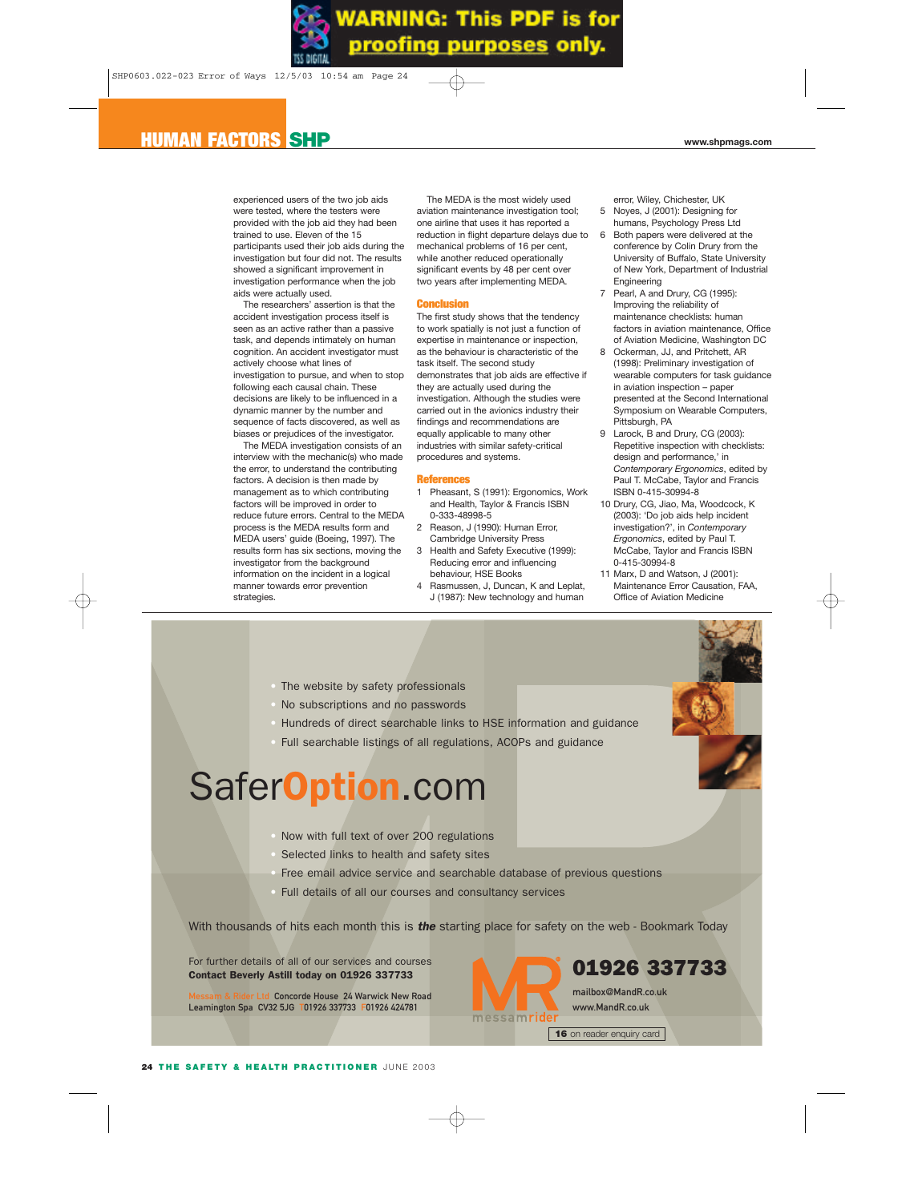experienced users of the two job aids were tested, where the testers were provided with the job aid they had been trained to use. Eleven of the 15 participants used their job aids during the investigation but four did not. The results showed a significant improvement in investigation performance when the job aids were actually used.

The researchers' assertion is that the accident investigation process itself is seen as an active rather than a passive task, and depends intimately on human cognition. An accident investigator must actively choose what lines of investigation to pursue, and when to stop following each causal chain. These decisions are likely to be influenced in a dynamic manner by the number and sequence of facts discovered, as well as biases or prejudices of the investigator.

The MEDA investigation consists of an interview with the mechanic(s) who made the error, to understand the contributing factors. A decision is then made by management as to which contributing factors will be improved in order to reduce future errors. Central to the MEDA process is the MEDA results form and MEDA users' guide (Boeing, 1997). The results form has six sections, moving the investigator from the background information on the incident in a logical manner towards error prevention strategies.

The MEDA is the most widely used aviation maintenance investigation tool; one airline that uses it has reported a reduction in flight departure delays due to mechanical problems of 16 per cent, while another reduced operationally significant events by 48 per cent over two years after implementing MEDA.

## Conclusion

The first study shows that the tendency to work spatially is not just a function of expertise in maintenance or inspection, as the behaviour is characteristic of the task itself. The second study demonstrates that job aids are effective if they are actually used during the investigation. Although the studies were carried out in the avionics industry their findings and recommendations are equally applicable to many other industries with similar safety-critical procedures and systems.

## References

1. Pheasant, S (1991): Ergonomics, Work and Health, Taylor & Francis ISBN 0-333-48998-5
2. Reason, J (1990): Human Error, Cambridge University Press
3. Health and Safety Executive (1999): Reducing error and influencing behaviour, HSE Books
4. Rasmussen, J, Duncan, K and Leplat, J (1987): New technology and human error, Wiley, Chichester, UK
5. Noyes, J (2001): Designing for humans, Psychology Press Ltd
6. Both papers were delivered at the conference by Colin Drury from the University of Buffalo, State University of New York, Department of Industrial Engineering
7. Pearl, A and Drury, CG (1995): Improving the reliability of maintenance checklists: human factors in aviation maintenance, Office of Aviation Medicine, Washington DC
8. Ockerman, JJ, and Pritchett, AR (1998): Preliminary investigation of wearable computers for task guidance in aviation inspection – paper presented at the Second International Symposium on Wearable Computers, Pittsburgh, PA
9. Larock, B and Drury, CG (2003): Repetitive inspection with checklists: design and performance,' in *Contemporary Ergonomics*, edited by Paul T. McCabe, Taylor and Francis ISBN 0-415-30994-8
10. Drury, CG, Jiao, Ma, Woodcock, K (2003): 'Do job aids help incident investigation?', in *Contemporary Ergonomics*, edited by Paul T. McCabe, Taylor and Francis ISBN 0-415-30994-8
11. Marx, D and Watson, J (2001): Maintenance Error Causation, FAA, Office of Aviation Medicine

- The website by safety professionals
- No subscriptions and no passwords
- Hundreds of direct searchable links to HSE information and guidance
- Full searchable listings of all regulations, ACOPs and guidance

SaferOption.com

- Now with full text of over 200 regulations
- Selected links to health and safety sites
- Free email advice service and searchable database of previous questions
- Full details of all our courses and consultancy services

With thousands of hits each month this is ***the*** starting place for safety on the web - Bookmark Today

For further details of all of our services and courses
**Contact Beverly Astill today on 01926 337733**

Messam & Rider Ltd **Concorde House 24 Warwick New Road Leamington Spa CV32 5JG T01926 337733 F01926 424781**

messamrider

**01926 337733**

mailbox@MandR.co.uk
www.MandR.co.uk

**16** on reader enquiry card